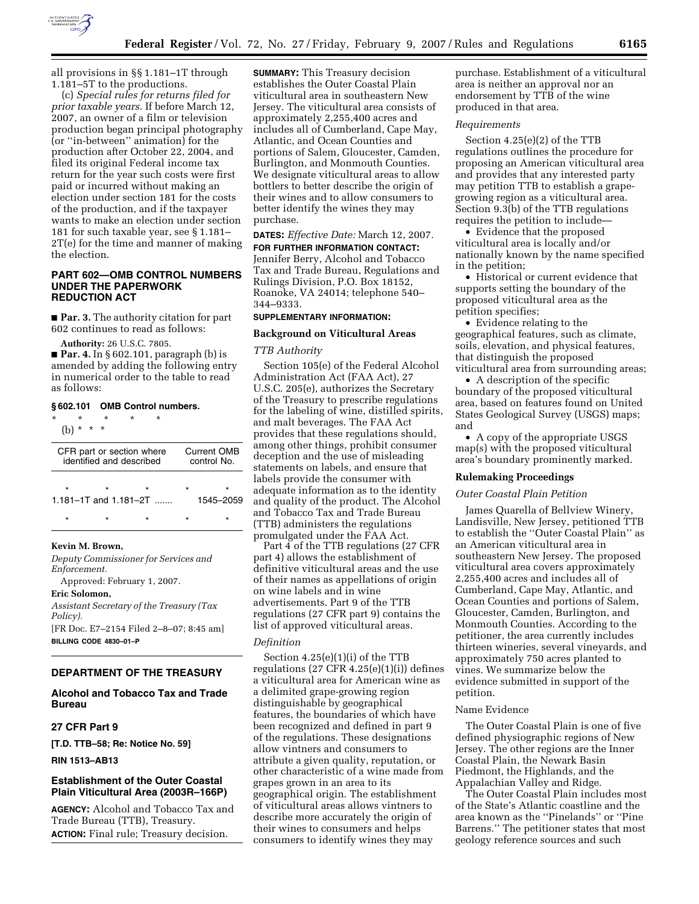all provisions in §§ 1.181–1T through 1.181–5T to the productions.

(c) *Special rules for returns filed for prior taxable years.* If before March 12, 2007, an owner of a film or television production began principal photography (or ''in-between'' animation) for the production after October 22, 2004, and filed its original Federal income tax return for the year such costs were first paid or incurred without making an election under section 181 for the costs of the production, and if the taxpayer wants to make an election under section 181 for such taxable year, see § 1.181–2T(e) for the time and manner of making the election.

## PART 602—OMB CONTROL NUMBERS UNDER THE PAPERWORK REDUCTION ACT

■ **Par. 3.** The authority citation for part 602 continues to read as follows:

**Authority:** 26 U.S.C. 7805.

■ **Par. 4.** In § 602.101, paragraph (b) is amended by adding the following entry in numerical order to the table to read as follows:

**§ 602.101 OMB Control numbers.**

\* \* \* \* \*

(b) \* \* \*

| CFR part or section where identified and described | Current OMB control No. |
|---|---|
| \* \* \* | \* \* |
| 1.181–1T and 1.181–2T ....... | 1545–2059 |
| \* \* \* | \* \* |

**Kevin M. Brown,**

*Deputy Commissioner for Services and Enforcement.*

Approved: February 1, 2007.

**Eric Solomon,**

*Assistant Secretary of the Treasury (Tax Policy).*

[FR Doc. E7–2154 Filed 2–8–07; 8:45 am]

**BILLING CODE 4830–01–P**

## DEPARTMENT OF THE TREASURY

## Alcohol and Tobacco Tax and Trade Bureau

## 27 CFR Part 9

**[T.D. TTB–58; Re: Notice No. 59]**

**RIN 1513–AB13**

## Establishment of the Outer Coastal Plain Viticultural Area (2003R–166P)

**AGENCY:** Alcohol and Tobacco Tax and Trade Bureau (TTB), Treasury.

**ACTION:** Final rule; Treasury decision.

**SUMMARY:** This Treasury decision establishes the Outer Coastal Plain viticultural area in southeastern New Jersey. The viticultural area consists of approximately 2,255,400 acres and includes all of Cumberland, Cape May, Atlantic, and Ocean Counties and portions of Salem, Gloucester, Camden, Burlington, and Monmouth Counties. We designate viticultural areas to allow bottlers to better describe the origin of their wines and to allow consumers to better identify the wines they may purchase.

**DATES:** *Effective Date:* March 12, 2007.

**FOR FURTHER INFORMATION CONTACT:** Jennifer Berry, Alcohol and Tobacco Tax and Trade Bureau, Regulations and Rulings Division, P.O. Box 18152, Roanoke, VA 24014; telephone 540–344–9333.

**SUPPLEMENTARY INFORMATION:**

### Background on Viticultural Areas

*TTB Authority*

Section 105(e) of the Federal Alcohol Administration Act (FAA Act), 27 U.S.C. 205(e), authorizes the Secretary of the Treasury to prescribe regulations for the labeling of wine, distilled spirits, and malt beverages. The FAA Act provides that these regulations should, among other things, prohibit consumer deception and the use of misleading statements on labels, and ensure that labels provide the consumer with adequate information as to the identity and quality of the product. The Alcohol and Tobacco Tax and Trade Bureau (TTB) administers the regulations promulgated under the FAA Act.

Part 4 of the TTB regulations (27 CFR part 4) allows the establishment of definitive viticultural areas and the use of their names as appellations of origin on wine labels and in wine advertisements. Part 9 of the TTB regulations (27 CFR part 9) contains the list of approved viticultural areas.

*Definition*

Section 4.25(e)(1)(i) of the TTB regulations (27 CFR 4.25(e)(1)(i)) defines a viticultural area for American wine as a delimited grape-growing region distinguishable by geographical features, the boundaries of which have been recognized and defined in part 9 of the regulations. These designations allow vintners and consumers to attribute a given quality, reputation, or other characteristic of a wine made from grapes grown in an area to its geographical origin. The establishment of viticultural areas allows vintners to describe more accurately the origin of their wines to consumers and helps consumers to identify wines they may purchase. Establishment of a viticultural area is neither an approval nor an endorsement by TTB of the wine produced in that area.

*Requirements*

Section 4.25(e)(2) of the TTB regulations outlines the procedure for proposing an American viticultural area and provides that any interested party may petition TTB to establish a grape-growing region as a viticultural area. Section 9.3(b) of the TTB regulations requires the petition to include—

- Evidence that the proposed viticultural area is locally and/or nationally known by the name specified in the petition;
- Historical or current evidence that supports setting the boundary of the proposed viticultural area as the petition specifies;
- Evidence relating to the geographical features, such as climate, soils, elevation, and physical features, that distinguish the proposed viticultural area from surrounding areas;
- A description of the specific boundary of the proposed viticultural area, based on features found on United States Geological Survey (USGS) maps; and
- A copy of the appropriate USGS map(s) with the proposed viticultural area's boundary prominently marked.

### Rulemaking Proceedings

*Outer Coastal Plain Petition*

James Quarella of Bellview Winery, Landisville, New Jersey, petitioned TTB to establish the ''Outer Coastal Plain'' as an American viticultural area in southeastern New Jersey. The proposed viticultural area covers approximately 2,255,400 acres and includes all of Cumberland, Cape May, Atlantic, and Ocean Counties and portions of Salem, Gloucester, Camden, Burlington, and Monmouth Counties. According to the petitioner, the area currently includes thirteen wineries, several vineyards, and approximately 750 acres planted to vines. We summarize below the evidence submitted in support of the petition.

Name Evidence

The Outer Coastal Plain is one of five defined physiographic regions of New Jersey. The other regions are the Inner Coastal Plain, the Newark Basin Piedmont, the Highlands, and the Appalachian Valley and Ridge.

The Outer Coastal Plain includes most of the State's Atlantic coastline and the area known as the ''Pinelands'' or ''Pine Barrens.'' The petitioner states that most geology reference sources and such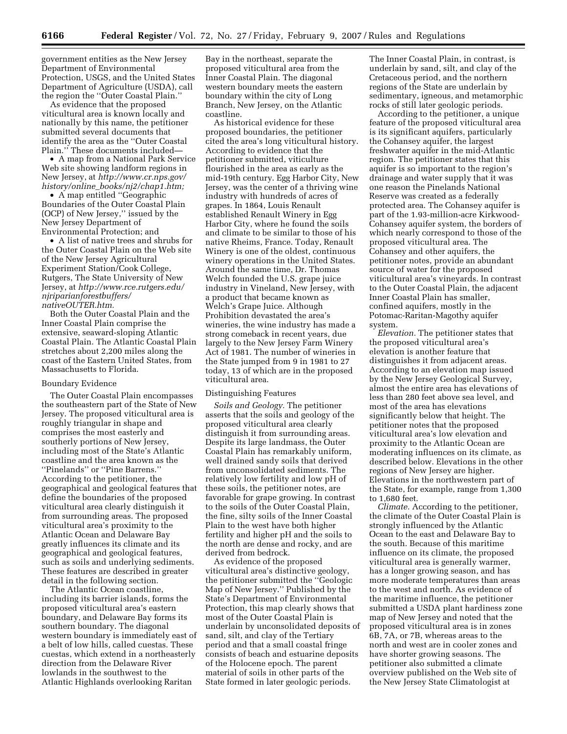government entities as the New Jersey Department of Environmental Protection, USGS, and the United States Department of Agriculture (USDA), call the region the ''Outer Coastal Plain.''

As evidence that the proposed viticultural area is known locally and nationally by this name, the petitioner submitted several documents that identify the area as the ''Outer Coastal Plain.'' These documents included—

- A map from a National Park Service Web site showing landform regions in New Jersey, at *http://www.cr.nps.gov/history/online_books/nj2/chap1.htm;*
- A map entitled ''Geographic Boundaries of the Outer Coastal Plain (OCP) of New Jersey,'' issued by the New Jersey Department of Environmental Protection; and
- A list of native trees and shrubs for the Outer Coastal Plain on the Web site of the New Jersey Agricultural Experiment Station/Cook College, Rutgers, The State University of New Jersey, at *http://www.rce.rutgers.edu/njriparianforestbuffers/nativeOUTER.htm.*

Both the Outer Coastal Plain and the Inner Coastal Plain comprise the extensive, seaward-sloping Atlantic Coastal Plain. The Atlantic Coastal Plain stretches about 2,200 miles along the coast of the Eastern United States, from Massachusetts to Florida.

## Boundary Evidence

The Outer Coastal Plain encompasses the southeastern part of the State of New Jersey. The proposed viticultural area is roughly triangular in shape and comprises the most easterly and southerly portions of New Jersey, including most of the State's Atlantic coastline and the area known as the ''Pinelands'' or ''Pine Barrens.'' According to the petitioner, the geographical and geological features that define the boundaries of the proposed viticultural area clearly distinguish it from surrounding areas. The proposed viticultural area's proximity to the Atlantic Ocean and Delaware Bay greatly influences its climate and its geographical and geological features, such as soils and underlying sediments. These features are described in greater detail in the following section.

The Atlantic Ocean coastline, including its barrier islands, forms the proposed viticultural area's eastern boundary, and Delaware Bay forms its southern boundary. The diagonal western boundary is immediately east of a belt of low hills, called cuestas. These cuestas, which extend in a northeasterly direction from the Delaware River lowlands in the southwest to the Atlantic Highlands overlooking Raritan Bay in the northeast, separate the proposed viticultural area from the Inner Coastal Plain. The diagonal western boundary meets the eastern boundary within the city of Long Branch, New Jersey, on the Atlantic coastline.

As historical evidence for these proposed boundaries, the petitioner cited the area's long viticultural history. According to evidence that the petitioner submitted, viticulture flourished in the area as early as the mid-19th century. Egg Harbor City, New Jersey, was the center of a thriving wine industry with hundreds of acres of grapes. In 1864, Louis Renault established Renault Winery in Egg Harbor City, where he found the soils and climate to be similar to those of his native Rheims, France. Today, Renault Winery is one of the oldest, continuous winery operations in the United States. Around the same time, Dr. Thomas Welch founded the U.S. grape juice industry in Vineland, New Jersey, with a product that became known as Welch's Grape Juice. Although Prohibition devastated the area's wineries, the wine industry has made a strong comeback in recent years, due largely to the New Jersey Farm Winery Act of 1981. The number of wineries in the State jumped from 9 in 1981 to 27 today, 13 of which are in the proposed viticultural area.

## Distinguishing Features

*Soils and Geology.* The petitioner asserts that the soils and geology of the proposed viticultural area clearly distinguish it from surrounding areas. Despite its large landmass, the Outer Coastal Plain has remarkably uniform, well drained sandy soils that derived from unconsolidated sediments. The relatively low fertility and low pH of these soils, the petitioner notes, are favorable for grape growing. In contrast to the soils of the Outer Coastal Plain, the fine, silty soils of the Inner Coastal Plain to the west have both higher fertility and higher pH and the soils to the north are dense and rocky, and are derived from bedrock.

As evidence of the proposed viticultural area's distinctive geology, the petitioner submitted the ''Geologic Map of New Jersey.'' Published by the State's Department of Environmental Protection, this map clearly shows that most of the Outer Coastal Plain is underlain by unconsolidated deposits of sand, silt, and clay of the Tertiary period and that a small coastal fringe consists of beach and estuarine deposits of the Holocene epoch. The parent material of soils in other parts of the State formed in later geologic periods. The Inner Coastal Plain, in contrast, is underlain by sand, silt, and clay of the Cretaceous period, and the northern regions of the State are underlain by sedimentary, igneous, and metamorphic rocks of still later geologic periods.

According to the petitioner, a unique feature of the proposed viticultural area is its significant aquifers, particularly the Cohansey aquifer, the largest freshwater aquifer in the mid-Atlantic region. The petitioner states that this aquifer is so important to the region's drainage and water supply that it was one reason the Pinelands National Reserve was created as a federally protected area. The Cohansey aquifer is part of the 1.93-million-acre Kirkwood-Cohansey aquifer system, the borders of which nearly correspond to those of the proposed viticultural area. The Cohansey and other aquifers, the petitioner notes, provide an abundant source of water for the proposed viticultural area's vineyards. In contrast to the Outer Coastal Plain, the adjacent Inner Coastal Plain has smaller, confined aquifers, mostly in the Potomac-Raritan-Magothy aquifer system.

*Elevation.* The petitioner states that the proposed viticultural area's elevation is another feature that distinguishes it from adjacent areas. According to an elevation map issued by the New Jersey Geological Survey, almost the entire area has elevations of less than 280 feet above sea level, and most of the area has elevations significantly below that height. The petitioner notes that the proposed viticultural area's low elevation and proximity to the Atlantic Ocean are moderating influences on its climate, as described below. Elevations in the other regions of New Jersey are higher. Elevations in the northwestern part of the State, for example, range from 1,300 to 1,680 feet.

*Climate.* According to the petitioner, the climate of the Outer Coastal Plain is strongly influenced by the Atlantic Ocean to the east and Delaware Bay to the south. Because of this maritime influence on its climate, the proposed viticultural area is generally warmer, has a longer growing season, and has more moderate temperatures than areas to the west and north. As evidence of the maritime influence, the petitioner submitted a USDA plant hardiness zone map of New Jersey and noted that the proposed viticultural area is in zones 6B, 7A, or 7B, whereas areas to the north and west are in cooler zones and have shorter growing seasons. The petitioner also submitted a climate overview published on the Web site of the New Jersey State Climatologist at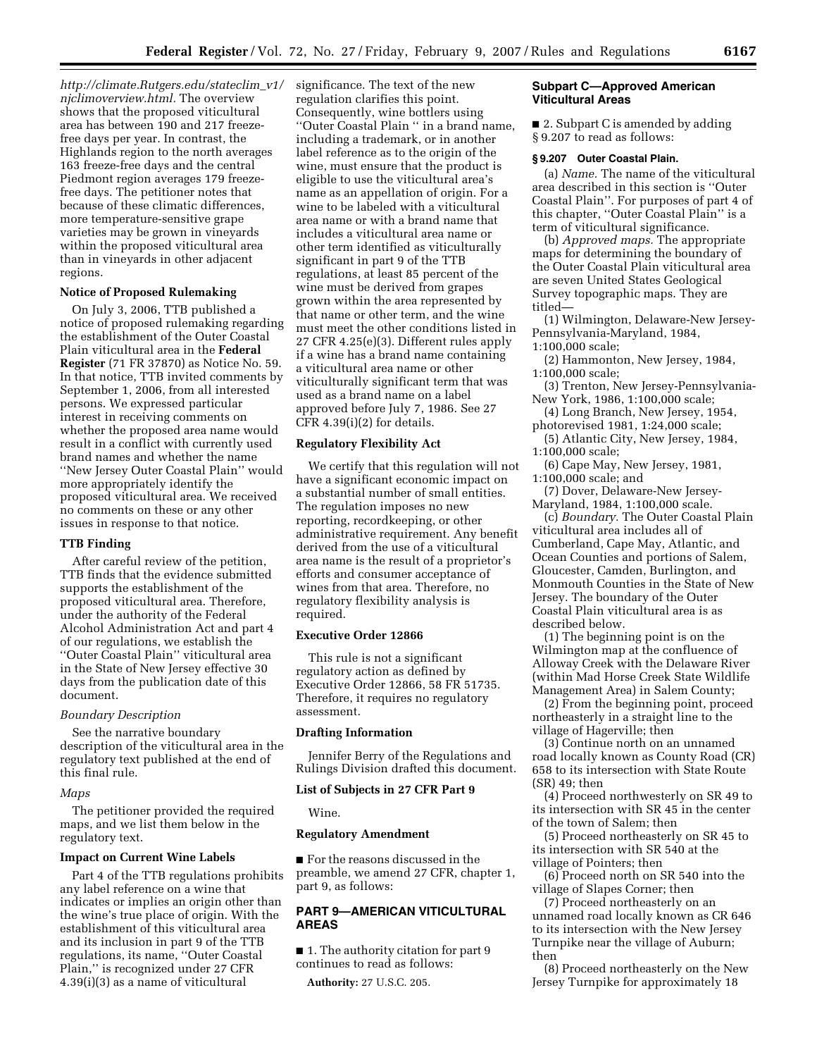*http://climate.Rutgers.edu/stateclim_v1/njclimoverview.html.* The overview shows that the proposed viticultural area has between 190 and 217 freeze-free days per year. In contrast, the Highlands region to the north averages 163 freeze-free days and the central Piedmont region averages 179 freeze-free days. The petitioner notes that because of these climatic differences, more temperature-sensitive grape varieties may be grown in vineyards within the proposed viticultural area than in vineyards in other adjacent regions.

**Notice of Proposed Rulemaking**

On July 3, 2006, TTB published a notice of proposed rulemaking regarding the establishment of the Outer Coastal Plain viticultural area in the **Federal Register** (71 FR 37870) as Notice No. 59. In that notice, TTB invited comments by September 1, 2006, from all interested persons. We expressed particular interest in receiving comments on whether the proposed area name would result in a conflict with currently used brand names and whether the name ''New Jersey Outer Coastal Plain'' would more appropriately identify the proposed viticultural area. We received no comments on these or any other issues in response to that notice.

**TTB Finding**

After careful review of the petition, TTB finds that the evidence submitted supports the establishment of the proposed viticultural area. Therefore, under the authority of the Federal Alcohol Administration Act and part 4 of our regulations, we establish the ''Outer Coastal Plain'' viticultural area in the State of New Jersey effective 30 days from the publication date of this document.

*Boundary Description*

See the narrative boundary description of the viticultural area in the regulatory text published at the end of this final rule.

*Maps*

The petitioner provided the required maps, and we list them below in the regulatory text.

**Impact on Current Wine Labels**

Part 4 of the TTB regulations prohibits any label reference on a wine that indicates or implies an origin other than the wine's true place of origin. With the establishment of this viticultural area and its inclusion in part 9 of the TTB regulations, its name, ''Outer Coastal Plain,'' is recognized under 27 CFR 4.39(i)(3) as a name of viticultural significance. The text of the new regulation clarifies this point. Consequently, wine bottlers using ''Outer Coastal Plain '' in a brand name, including a trademark, or in another label reference as to the origin of the wine, must ensure that the product is eligible to use the viticultural area's name as an appellation of origin. For a wine to be labeled with a viticultural area name or with a brand name that includes a viticultural area name or other term identified as viticulturally significant in part 9 of the TTB regulations, at least 85 percent of the wine must be derived from grapes grown within the area represented by that name or other term, and the wine must meet the other conditions listed in 27 CFR 4.25(e)(3). Different rules apply if a wine has a brand name containing a viticultural area name or other viticulturally significant term that was used as a brand name on a label approved before July 7, 1986. See 27 CFR 4.39(i)(2) for details.

**Regulatory Flexibility Act**

We certify that this regulation will not have a significant economic impact on a substantial number of small entities. The regulation imposes no new reporting, recordkeeping, or other administrative requirement. Any benefit derived from the use of a viticultural area name is the result of a proprietor's efforts and consumer acceptance of wines from that area. Therefore, no regulatory flexibility analysis is required.

**Executive Order 12866**

This rule is not a significant regulatory action as defined by Executive Order 12866, 58 FR 51735. Therefore, it requires no regulatory assessment.

**Drafting Information**

Jennifer Berry of the Regulations and Rulings Division drafted this document.

**List of Subjects in 27 CFR Part 9**

Wine.

**Regulatory Amendment**

■ For the reasons discussed in the preamble, we amend 27 CFR, chapter 1, part 9, as follows:

## PART 9—AMERICAN VITICULTURAL AREAS

■ 1. The authority citation for part 9 continues to read as follows:

**Authority:** 27 U.S.C. 205.

### Subpart C—Approved American Viticultural Areas

■ 2. Subpart C is amended by adding § 9.207 to read as follows:

**§ 9.207 Outer Coastal Plain.**

(a) *Name.* The name of the viticultural area described in this section is ''Outer Coastal Plain''. For purposes of part 4 of this chapter, ''Outer Coastal Plain'' is a term of viticultural significance.

(b) *Approved maps.* The appropriate maps for determining the boundary of the Outer Coastal Plain viticultural area are seven United States Geological Survey topographic maps. They are titled—

(1) Wilmington, Delaware-New Jersey-Pennsylvania-Maryland, 1984, 1:100,000 scale;

(2) Hammonton, New Jersey, 1984, 1:100,000 scale;

(3) Trenton, New Jersey-Pennsylvania-New York, 1986, 1:100,000 scale;

(4) Long Branch, New Jersey, 1954, photorevised 1981, 1:24,000 scale;

(5) Atlantic City, New Jersey, 1984, 1:100,000 scale;

(6) Cape May, New Jersey, 1981, 1:100,000 scale; and

(7) Dover, Delaware-New Jersey-Maryland, 1984, 1:100,000 scale.

(c) *Boundary.* The Outer Coastal Plain viticultural area includes all of Cumberland, Cape May, Atlantic, and Ocean Counties and portions of Salem, Gloucester, Camden, Burlington, and Monmouth Counties in the State of New Jersey. The boundary of the Outer Coastal Plain viticultural area is as described below.

(1) The beginning point is on the Wilmington map at the confluence of Alloway Creek with the Delaware River (within Mad Horse Creek State Wildlife Management Area) in Salem County;

(2) From the beginning point, proceed northeasterly in a straight line to the village of Hagerville; then

(3) Continue north on an unnamed road locally known as County Road (CR) 658 to its intersection with State Route (SR) 49; then

(4) Proceed northwesterly on SR 49 to its intersection with SR 45 in the center of the town of Salem; then

(5) Proceed northeasterly on SR 45 to its intersection with SR 540 at the village of Pointers; then

(6) Proceed north on SR 540 into the village of Slapes Corner; then

(7) Proceed northeasterly on an unnamed road locally known as CR 646 to its intersection with the New Jersey Turnpike near the village of Auburn; then

(8) Proceed northeasterly on the New Jersey Turnpike for approximately 18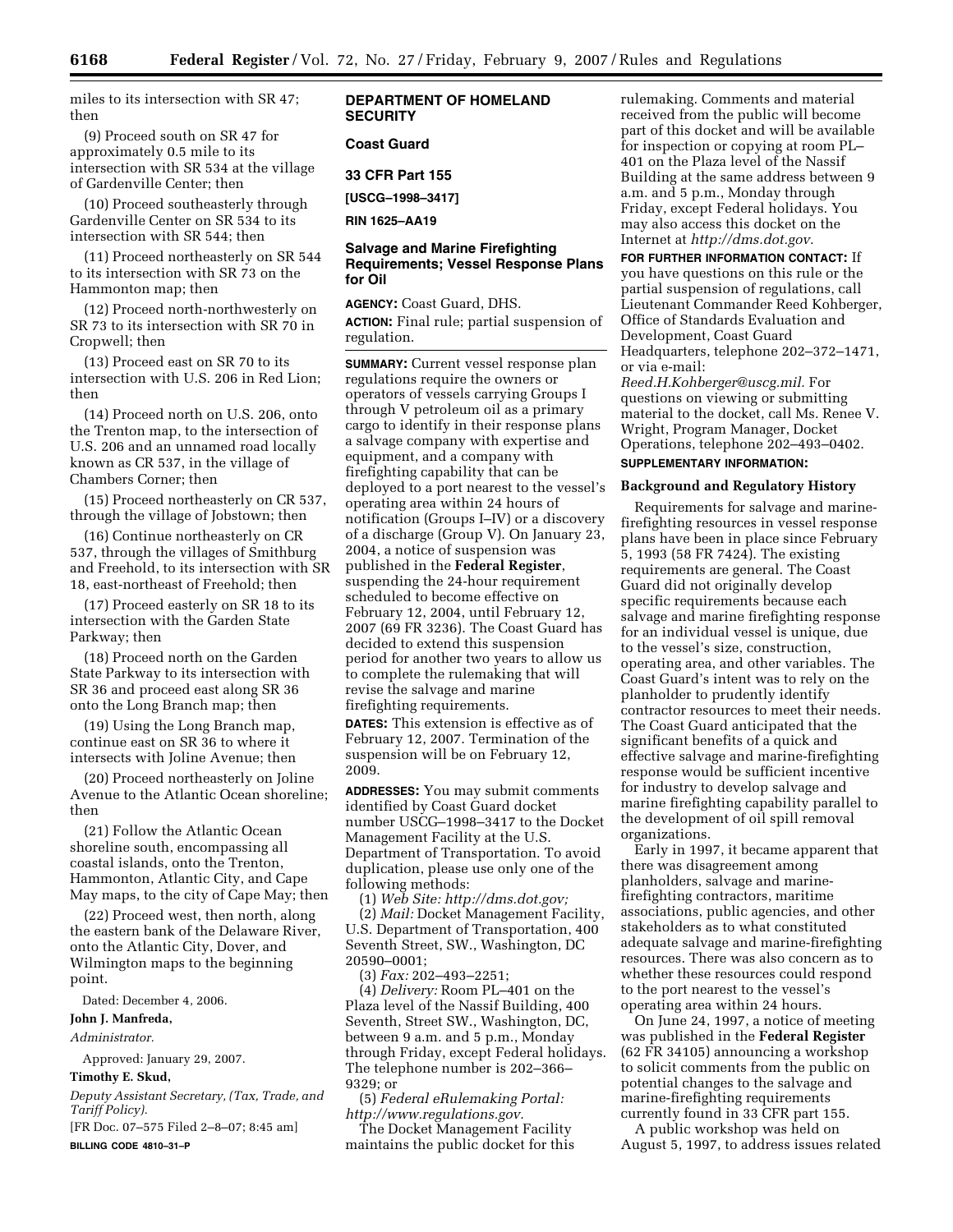miles to its intersection with SR 47; then

(9) Proceed south on SR 47 for approximately 0.5 mile to its intersection with SR 534 at the village of Gardenville Center; then

(10) Proceed southeasterly through Gardenville Center on SR 534 to its intersection with SR 544; then

(11) Proceed northeasterly on SR 544 to its intersection with SR 73 on the Hammonton map; then

(12) Proceed north-northwesterly on SR 73 to its intersection with SR 70 in Cropwell; then

(13) Proceed east on SR 70 to its intersection with U.S. 206 in Red Lion; then

(14) Proceed north on U.S. 206, onto the Trenton map, to the intersection of U.S. 206 and an unnamed road locally known as CR 537, in the village of Chambers Corner; then

(15) Proceed northeasterly on CR 537, through the village of Jobstown; then

(16) Continue northeasterly on CR 537, through the villages of Smithburg and Freehold, to its intersection with SR 18, east-northeast of Freehold; then

(17) Proceed easterly on SR 18 to its intersection with the Garden State Parkway; then

(18) Proceed north on the Garden State Parkway to its intersection with SR 36 and proceed east along SR 36 onto the Long Branch map; then

(19) Using the Long Branch map, continue east on SR 36 to where it intersects with Joline Avenue; then

(20) Proceed northeasterly on Joline Avenue to the Atlantic Ocean shoreline; then

(21) Follow the Atlantic Ocean shoreline south, encompassing all coastal islands, onto the Trenton, Hammonton, Atlantic City, and Cape May maps, to the city of Cape May; then

(22) Proceed west, then north, along the eastern bank of the Delaware River, onto the Atlantic City, Dover, and Wilmington maps to the beginning point.

Dated: December 4, 2006.

**John J. Manfreda,**

*Administrator.*

Approved: January 29, 2007.

**Timothy E. Skud,**

*Deputy Assistant Secretary, (Tax, Trade, and Tariff Policy).*

[FR Doc. 07–575 Filed 2–8–07; 8:45 am]

**BILLING CODE 4810–31–P**

**DEPARTMENT OF HOMELAND SECURITY**

**Coast Guard**

**33 CFR Part 155**

**[USCG–1998–3417]**

**RIN 1625–AA19**

## Salvage and Marine Firefighting Requirements; Vessel Response Plans for Oil

**AGENCY:** Coast Guard, DHS.

**ACTION:** Final rule; partial suspension of regulation.

**SUMMARY:** Current vessel response plan regulations require the owners or operators of vessels carrying Groups I through V petroleum oil as a primary cargo to identify in their response plans a salvage company with expertise and equipment, and a company with firefighting capability that can be deployed to a port nearest to the vessel's operating area within 24 hours of notification (Groups I–IV) or a discovery of a discharge (Group V). On January 23, 2004, a notice of suspension was published in the **Federal Register**, suspending the 24-hour requirement scheduled to become effective on February 12, 2004, until February 12, 2007 (69 FR 3236). The Coast Guard has decided to extend this suspension period for another two years to allow us to complete the rulemaking that will revise the salvage and marine firefighting requirements.

**DATES:** This extension is effective as of February 12, 2007. Termination of the suspension will be on February 12, 2009.

**ADDRESSES:** You may submit comments identified by Coast Guard docket number USCG–1998–3417 to the Docket Management Facility at the U.S. Department of Transportation. To avoid duplication, please use only one of the following methods:

(1) *Web Site: http://dms.dot.gov;*

(2) *Mail:* Docket Management Facility, U.S. Department of Transportation, 400 Seventh Street, SW., Washington, DC 20590–0001;

(3) *Fax:* 202–493–2251;

(4) *Delivery:* Room PL–401 on the Plaza level of the Nassif Building, 400 Seventh, Street SW., Washington, DC, between 9 a.m. and 5 p.m., Monday through Friday, except Federal holidays. The telephone number is 202–366–9329; or

(5) *Federal eRulemaking Portal: http://www.regulations.gov.*

The Docket Management Facility maintains the public docket for this rulemaking. Comments and material received from the public will become part of this docket and will be available for inspection or copying at room PL–401 on the Plaza level of the Nassif Building at the same address between 9 a.m. and 5 p.m., Monday through Friday, except Federal holidays. You may also access this docket on the Internet at *http://dms.dot.gov.*

**FOR FURTHER INFORMATION CONTACT:** If you have questions on this rule or the partial suspension of regulations, call Lieutenant Commander Reed Kohberger, Office of Standards Evaluation and Development, Coast Guard Headquarters, telephone 202–372–1471, or via e-mail: *Reed.H.Kohberger@uscg.mil.* For questions on viewing or submitting material to the docket, call Ms. Renee V. Wright, Program Manager, Docket Operations, telephone 202–493–0402.

**SUPPLEMENTARY INFORMATION:**

### Background and Regulatory History

Requirements for salvage and marine-firefighting resources in vessel response plans have been in place since February 5, 1993 (58 FR 7424). The existing requirements are general. The Coast Guard did not originally develop specific requirements because each salvage and marine firefighting response for an individual vessel is unique, due to the vessel's size, construction, operating area, and other variables. The Coast Guard's intent was to rely on the planholder to prudently identify contractor resources to meet their needs. The Coast Guard anticipated that the significant benefits of a quick and effective salvage and marine-firefighting response would be sufficient incentive for industry to develop salvage and marine firefighting capability parallel to the development of oil spill removal organizations.

Early in 1997, it became apparent that there was disagreement among planholders, salvage and marine-firefighting contractors, maritime associations, public agencies, and other stakeholders as to what constituted adequate salvage and marine-firefighting resources. There was also concern as to whether these resources could respond to the port nearest to the vessel's operating area within 24 hours.

On June 24, 1997, a notice of meeting was published in the **Federal Register** (62 FR 34105) announcing a workshop to solicit comments from the public on potential changes to the salvage and marine-firefighting requirements currently found in 33 CFR part 155.

A public workshop was held on August 5, 1997, to address issues related